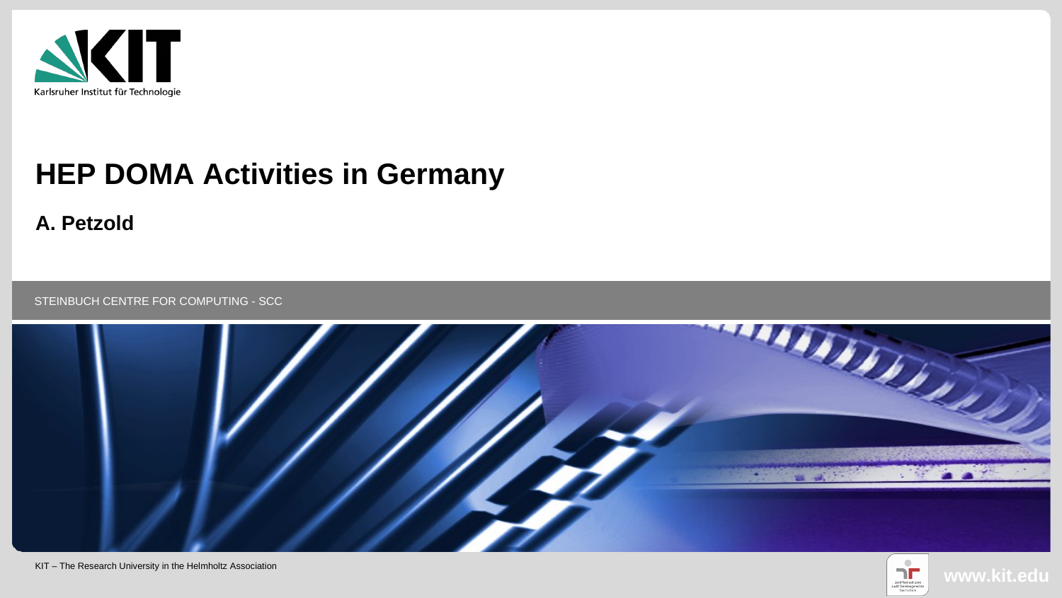Karlsruher Institut für Technologie

# HEP DOMA Activities in Germany

**A. Petzold**

STEINBUCH CENTRE FOR COMPUTING - SCC

KIT – The Research University in the Helmholtz Association

www.kit.edu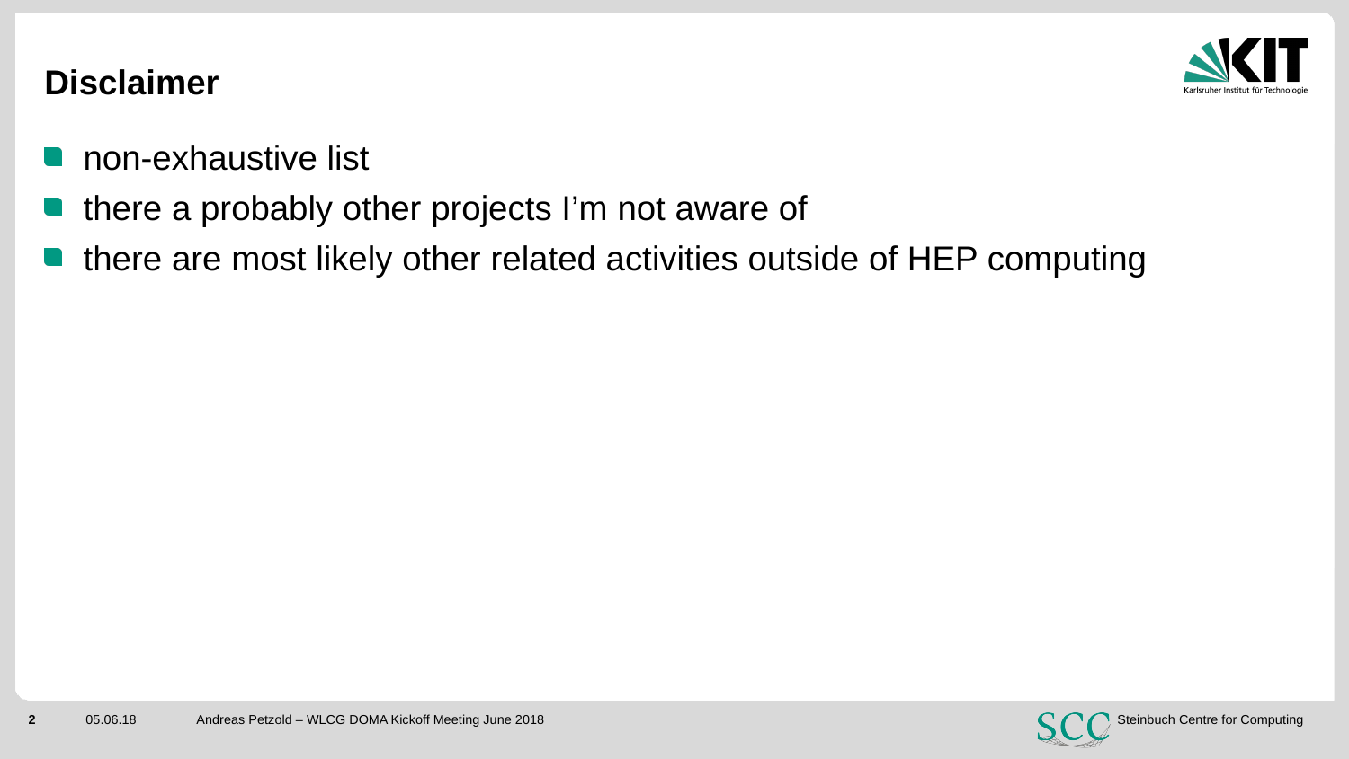# Disclaimer

- non-exhaustive list
- there a probably other projects I'm not aware of
- there are most likely other related activities outside of HEP computing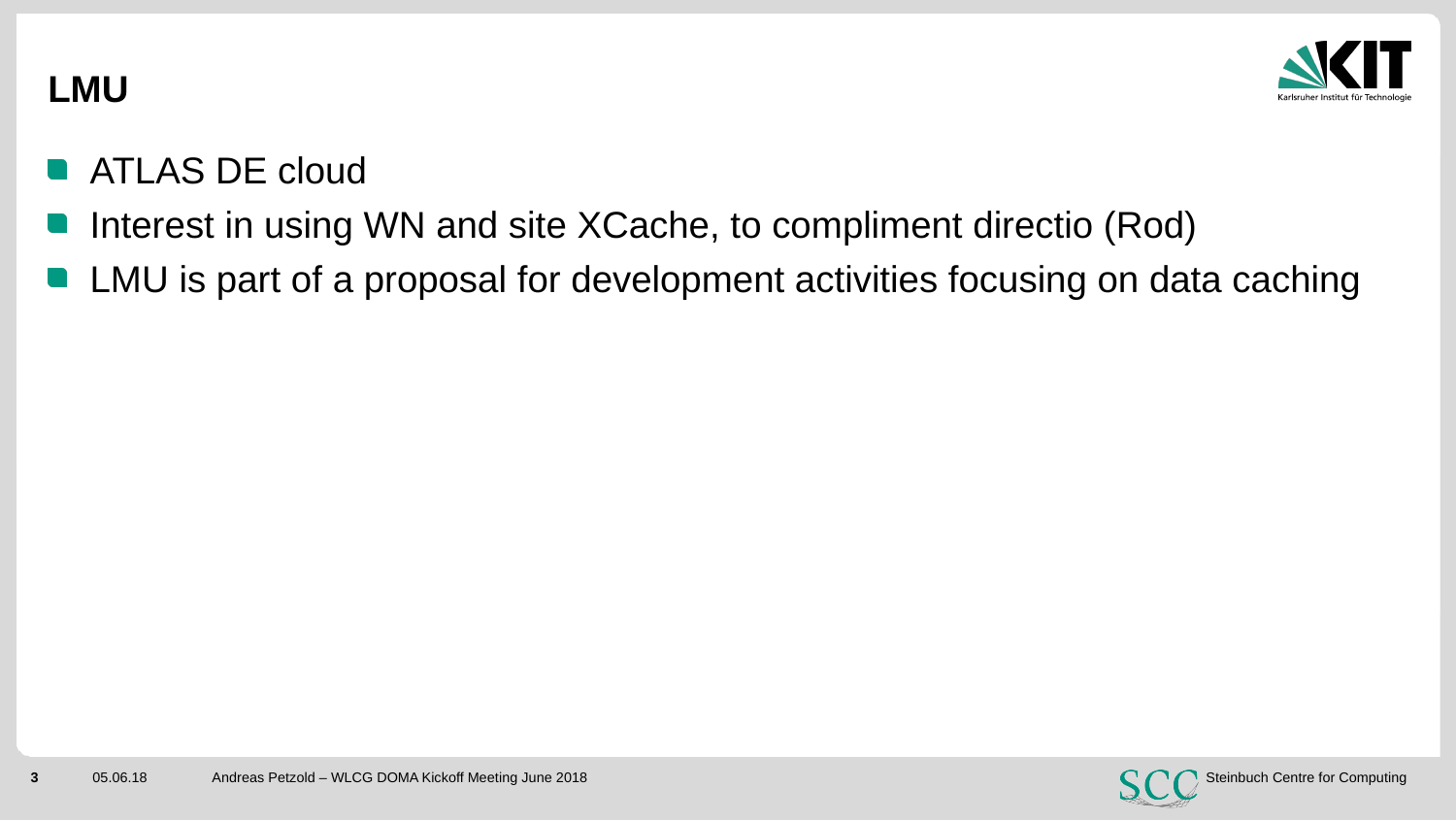# LMU

- ATLAS DE cloud
- Interest in using WN and site XCache, to compliment directio (Rod)
- LMU is part of a proposal for development activities focusing on data caching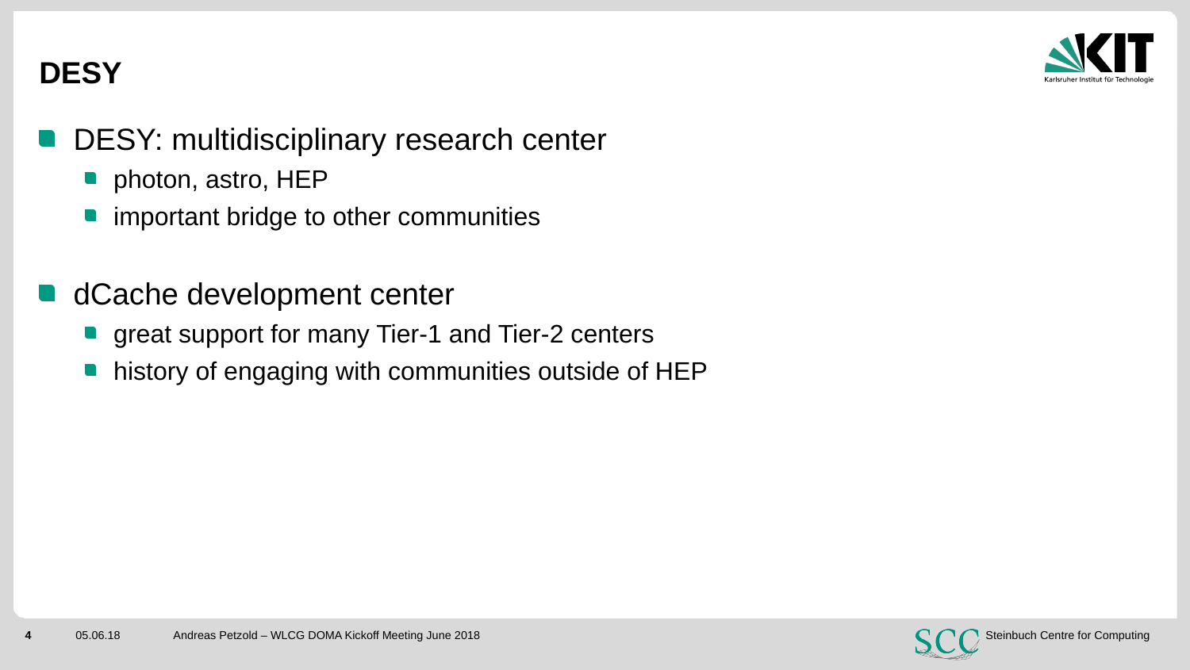# DESY

- DESY: multidisciplinary research center
  - photon, astro, HEP
  - important bridge to other communities
- dCache development center
  - great support for many Tier-1 and Tier-2 centers
  - history of engaging with communities outside of HEP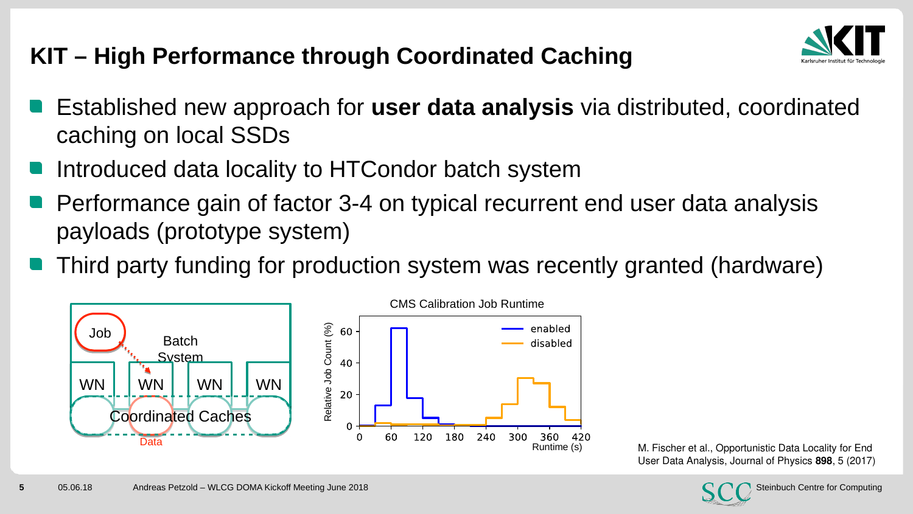# KIT – High Performance through Coordinated Caching

- Established new approach for **user data analysis** via distributed, coordinated caching on local SSDs
- Introduced data locality to HTCondor batch system
- Performance gain of factor 3-4 on typical recurrent end user data analysis payloads (prototype system)
- Third party funding for production system was recently granted (hardware)

M. Fischer et al., Opportunistic Data Locality for End User Data Analysis, Journal of Physics **898**, 5 (2017)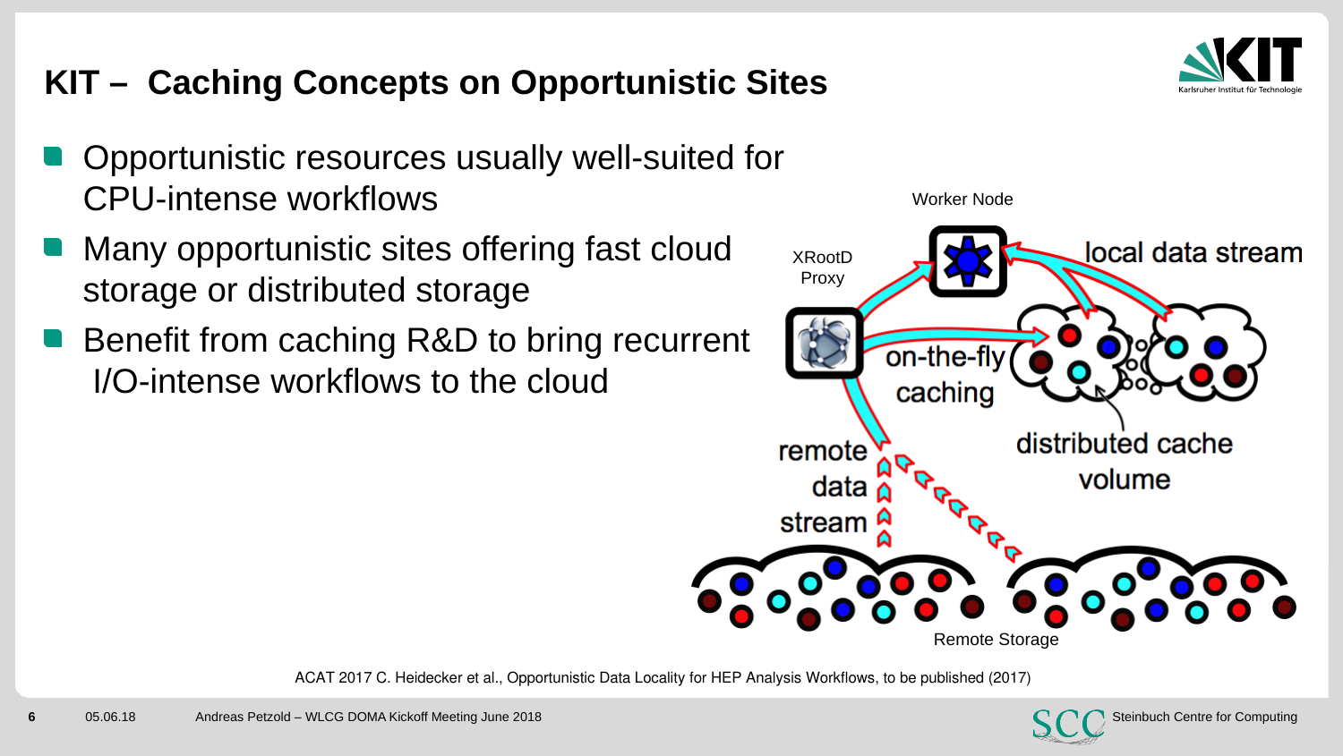# KIT – Caching Concepts on Opportunistic Sites

- Opportunistic resources usually well-suited for CPU-intense workflows
- Many opportunistic sites offering fast cloud storage or distributed storage
- Benefit from caching R&D to bring recurrent I/O-intense workflows to the cloud

Worker Node

XRootD Proxy

local data stream

on-the-fly caching

distributed cache volume

remote data stream

Remote Storage

ACAT 2017 C. Heidecker et al., Opportunistic Data Locality for HEP Analysis Workflows, to be published (2017)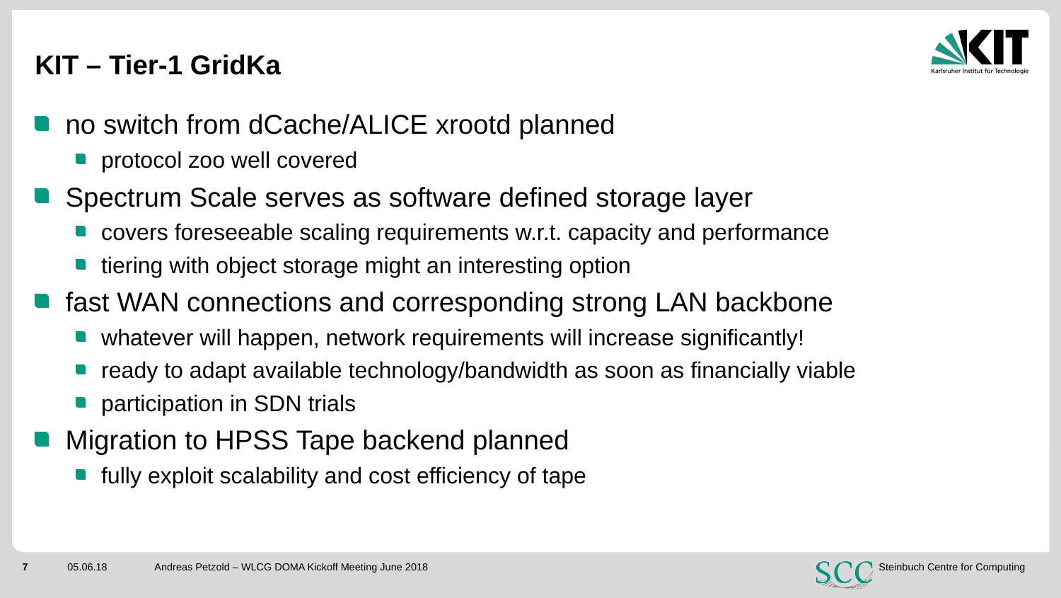## KIT – Tier-1 GridKa

- no switch from dCache/ALICE xrootd planned
  - protocol zoo well covered
- Spectrum Scale serves as software defined storage layer
  - covers foreseeable scaling requirements w.r.t. capacity and performance
  - tiering with object storage might an interesting option
- fast WAN connections and corresponding strong LAN backbone
  - whatever will happen, network requirements will increase significantly!
  - ready to adapt available technology/bandwidth as soon as financially viable
  - participation in SDN trials
- Migration to HPSS Tape backend planned
  - fully exploit scalability and cost efficiency of tape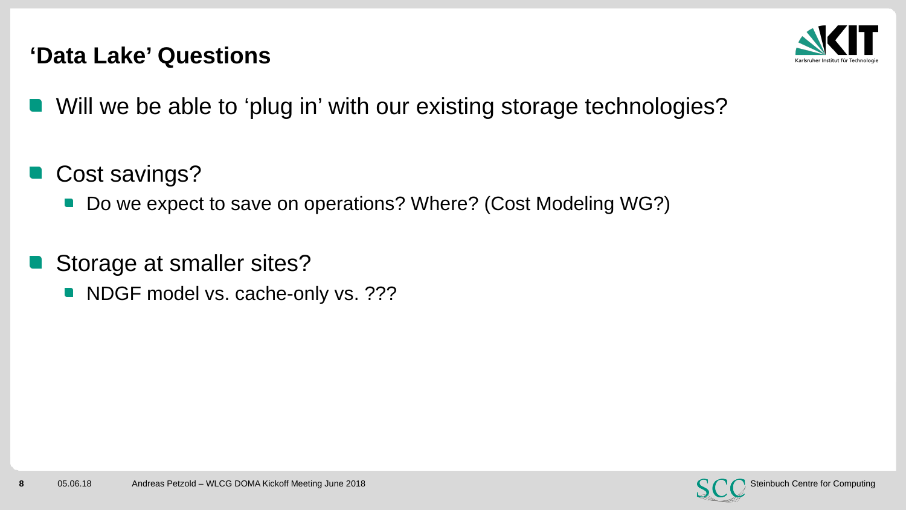# 'Data Lake' Questions

- Will we be able to 'plug in' with our existing storage technologies?

- Cost savings?
  - Do we expect to save on operations? Where? (Cost Modeling WG?)

- Storage at smaller sites?
  - NDGF model vs. cache-only vs. ???